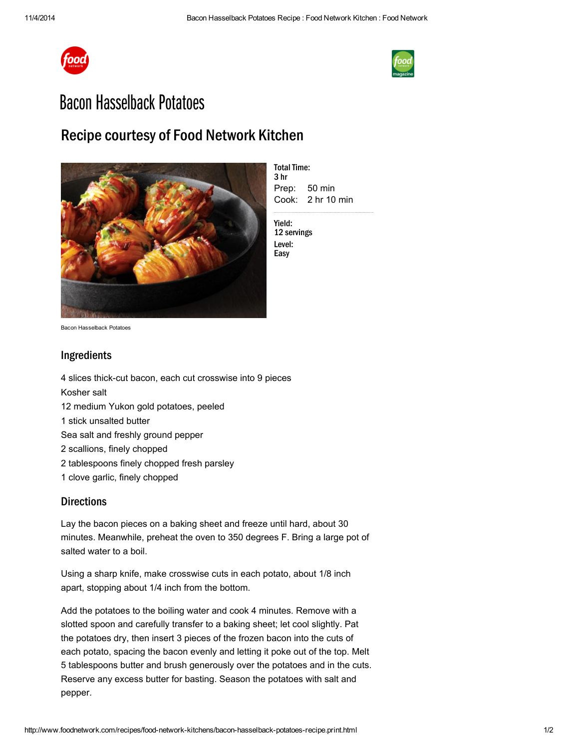# Bacon Hasselback Potatoes

## Recipe courtesy of Food Network Kitchen

Bacon Hasselback Potatoes

**Total Time:**
**3 hr**
Prep: 50 min
Cook: 2 hr 10 min

**Yield:**
**12 servings**
**Level:**
**Easy**

### Ingredients

4 slices thick-cut bacon, each cut crosswise into 9 pieces
Kosher salt
12 medium Yukon gold potatoes, peeled
1 stick unsalted butter
Sea salt and freshly ground pepper
2 scallions, finely chopped
2 tablespoons finely chopped fresh parsley
1 clove garlic, finely chopped

### Directions

Lay the bacon pieces on a baking sheet and freeze until hard, about 30 minutes. Meanwhile, preheat the oven to 350 degrees F. Bring a large pot of salted water to a boil.

Using a sharp knife, make crosswise cuts in each potato, about 1/8 inch apart, stopping about 1/4 inch from the bottom.

Add the potatoes to the boiling water and cook 4 minutes. Remove with a slotted spoon and carefully transfer to a baking sheet; let cool slightly. Pat the potatoes dry, then insert 3 pieces of the frozen bacon into the cuts of each potato, spacing the bacon evenly and letting it poke out of the top. Melt 5 tablespoons butter and brush generously over the potatoes and in the cuts. Reserve any excess butter for basting. Season the potatoes with salt and pepper.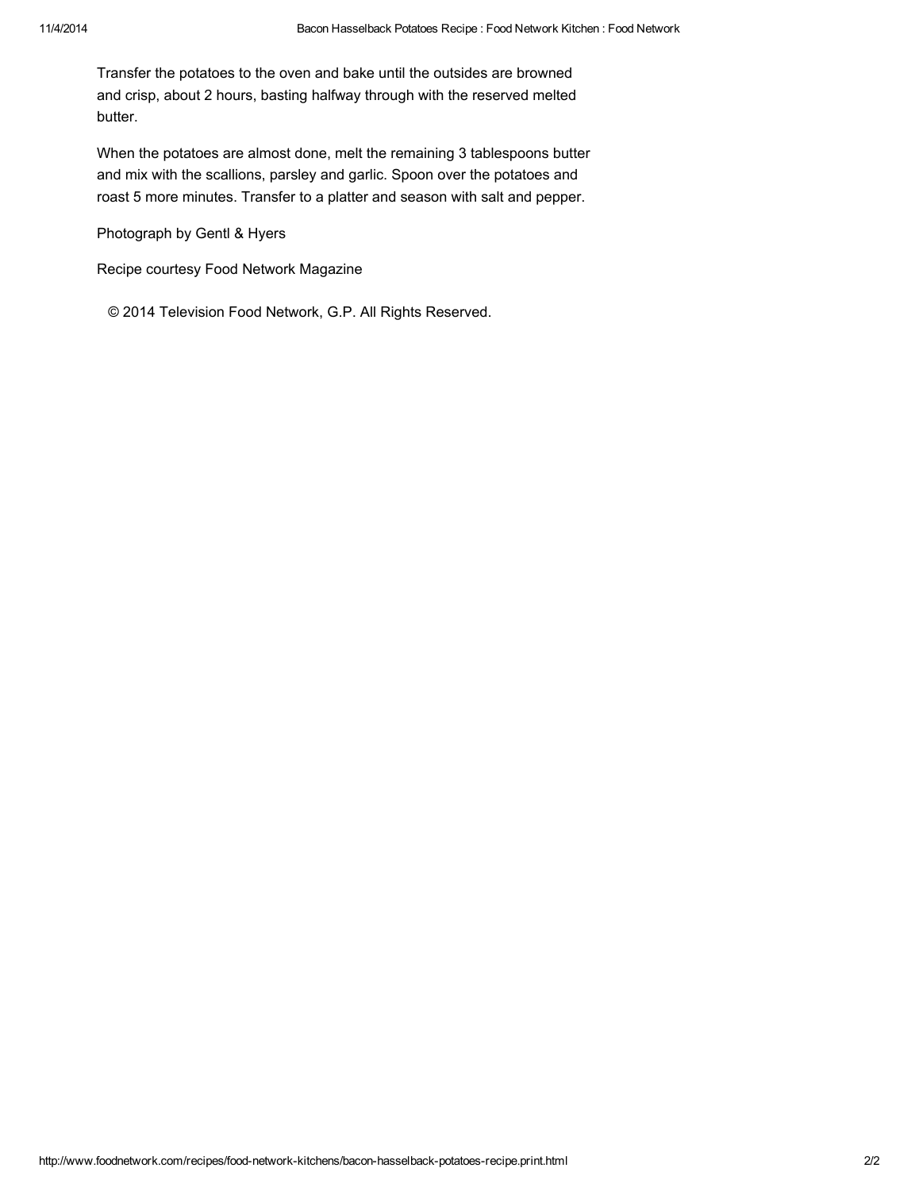Transfer the potatoes to the oven and bake until the outsides are browned and crisp, about 2 hours, basting halfway through with the reserved melted butter.

When the potatoes are almost done, melt the remaining 3 tablespoons butter and mix with the scallions, parsley and garlic. Spoon over the potatoes and roast 5 more minutes. Transfer to a platter and season with salt and pepper.

Photograph by Gentl & Hyers

Recipe courtesy Food Network Magazine

© 2014 Television Food Network, G.P. All Rights Reserved.